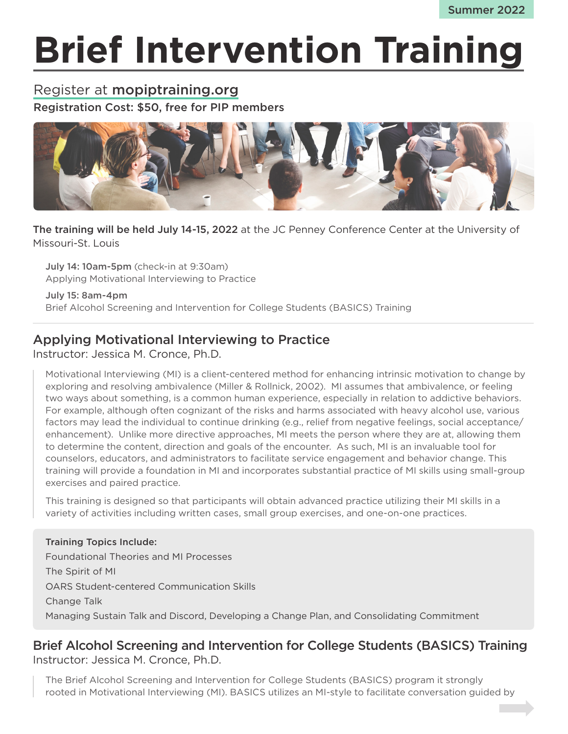Summer 2022

# Brief Intervention Training

Register at **mopiptraining.org**

**Registration Cost: $50, free for PIP members**

**The training will be held July 14-15, 2022** at the JC Penney Conference Center at the University of Missouri-St. Louis

**July 14: 10am-5pm** (check-in at 9:30am)
Applying Motivational Interviewing to Practice

**July 15: 8am-4pm**
Brief Alcohol Screening and Intervention for College Students (BASICS) Training

---

## Applying Motivational Interviewing to Practice

Instructor: Jessica M. Cronce, Ph.D.

Motivational Interviewing (MI) is a client-centered method for enhancing intrinsic motivation to change by exploring and resolving ambivalence (Miller & Rollnick, 2002). MI assumes that ambivalence, or feeling two ways about something, is a common human experience, especially in relation to addictive behaviors. For example, although often cognizant of the risks and harms associated with heavy alcohol use, various factors may lead the individual to continue drinking (e.g., relief from negative feelings, social acceptance/enhancement). Unlike more directive approaches, MI meets the person where they are at, allowing them to determine the content, direction and goals of the encounter. As such, MI is an invaluable tool for counselors, educators, and administrators to facilitate service engagement and behavior change. This training will provide a foundation in MI and incorporates substantial practice of MI skills using small-group exercises and paired practice.

This training is designed so that participants will obtain advanced practice utilizing their MI skills in a variety of activities including written cases, small group exercises, and one-on-one practices.

**Training Topics Include:**

Foundational Theories and MI Processes

The Spirit of MI

OARS Student-centered Communication Skills

Change Talk

Managing Sustain Talk and Discord, Developing a Change Plan, and Consolidating Commitment

## Brief Alcohol Screening and Intervention for College Students (BASICS) Training

Instructor: Jessica M. Cronce, Ph.D.

The Brief Alcohol Screening and Intervention for College Students (BASICS) program it strongly rooted in Motivational Interviewing (MI). BASICS utilizes an MI-style to facilitate conversation guided by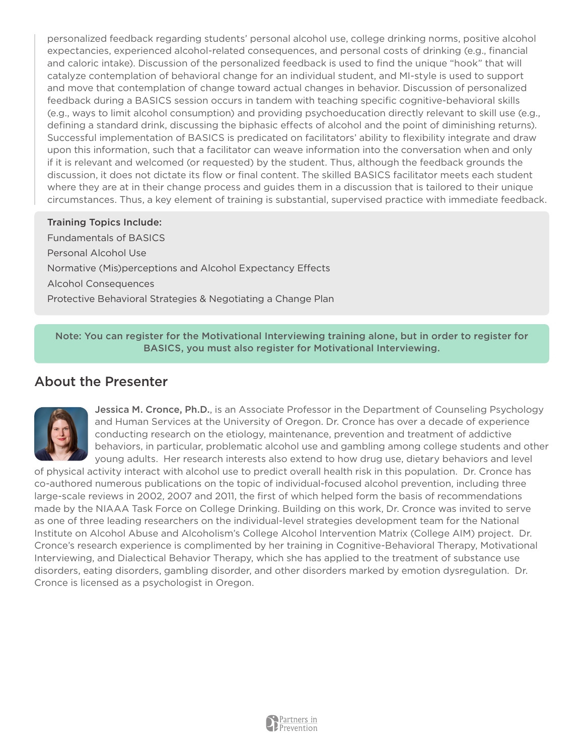personalized feedback regarding students' personal alcohol use, college drinking norms, positive alcohol expectancies, experienced alcohol-related consequences, and personal costs of drinking (e.g., financial and caloric intake). Discussion of the personalized feedback is used to find the unique "hook" that will catalyze contemplation of behavioral change for an individual student, and MI-style is used to support and move that contemplation of change toward actual changes in behavior. Discussion of personalized feedback during a BASICS session occurs in tandem with teaching specific cognitive-behavioral skills (e.g., ways to limit alcohol consumption) and providing psychoeducation directly relevant to skill use (e.g., defining a standard drink, discussing the biphasic effects of alcohol and the point of diminishing returns). Successful implementation of BASICS is predicated on facilitators' ability to flexibility integrate and draw upon this information, such that a facilitator can weave information into the conversation when and only if it is relevant and welcomed (or requested) by the student. Thus, although the feedback grounds the discussion, it does not dictate its flow or final content. The skilled BASICS facilitator meets each student where they are at in their change process and guides them in a discussion that is tailored to their unique circumstances. Thus, a key element of training is substantial, supervised practice with immediate feedback.

**Training Topics Include:**

Fundamentals of BASICS

Personal Alcohol Use

Normative (Mis)perceptions and Alcohol Expectancy Effects

Alcohol Consequences

Protective Behavioral Strategies & Negotiating a Change Plan

**Note: You can register for the Motivational Interviewing training alone, but in order to register for BASICS, you must also register for Motivational Interviewing.**

## About the Presenter

**Jessica M. Cronce, Ph.D.**, is an Associate Professor in the Department of Counseling Psychology and Human Services at the University of Oregon. Dr. Cronce has over a decade of experience conducting research on the etiology, maintenance, prevention and treatment of addictive behaviors, in particular, problematic alcohol use and gambling among college students and other young adults. Her research interests also extend to how drug use, dietary behaviors and level of physical activity interact with alcohol use to predict overall health risk in this population. Dr. Cronce has co-authored numerous publications on the topic of individual-focused alcohol prevention, including three large-scale reviews in 2002, 2007 and 2011, the first of which helped form the basis of recommendations made by the NIAAA Task Force on College Drinking. Building on this work, Dr. Cronce was invited to serve as one of three leading researchers on the individual-level strategies development team for the National Institute on Alcohol Abuse and Alcoholism's College Alcohol Intervention Matrix (College AIM) project. Dr. Cronce's research experience is complimented by her training in Cognitive-Behavioral Therapy, Motivational Interviewing, and Dialectical Behavior Therapy, which she has applied to the treatment of substance use disorders, eating disorders, gambling disorder, and other disorders marked by emotion dysregulation. Dr. Cronce is licensed as a psychologist in Oregon.